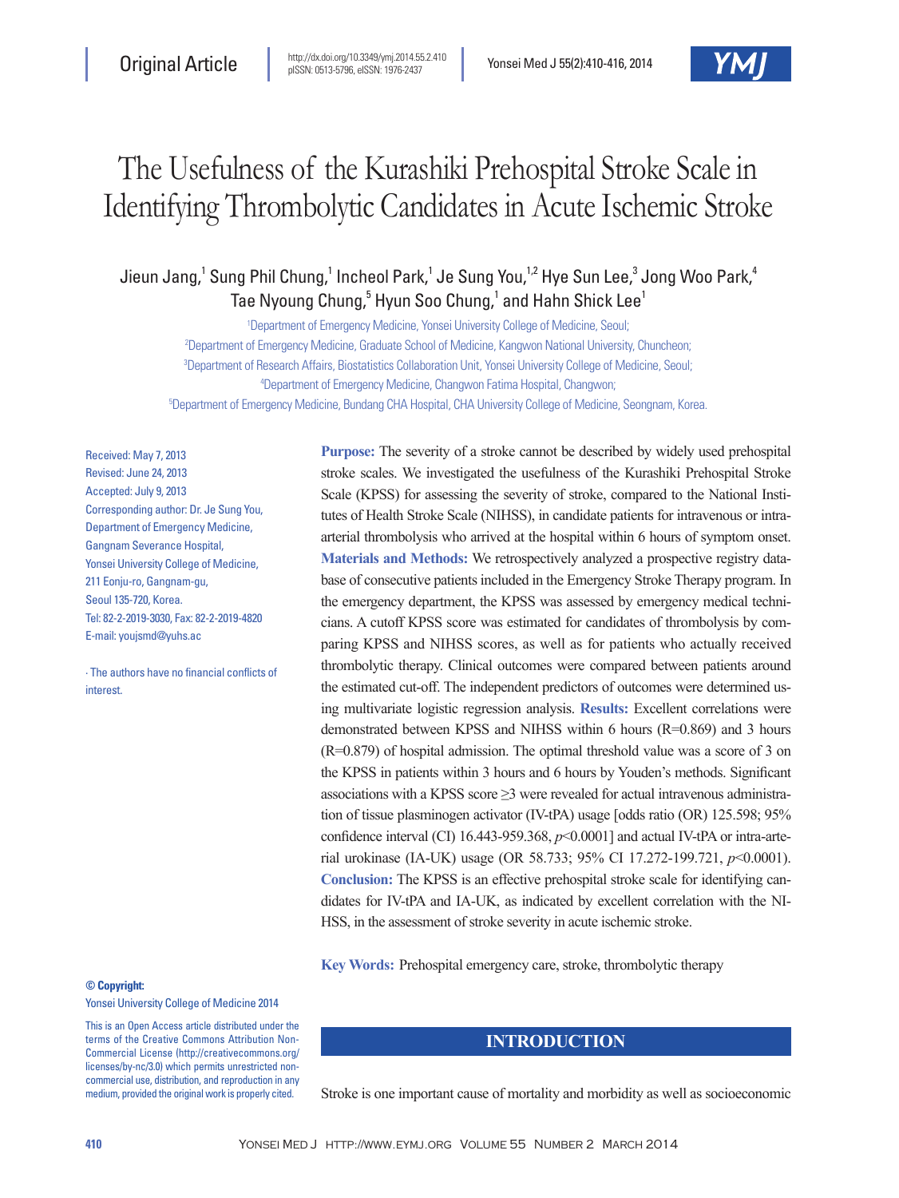Original Article

# The Usefulness of the Kurashiki Prehospital Stroke Scale in Identifying Thrombolytic Candidates in Acute Ischemic Stroke

Jieun Jang,[1] Sung Phil Chung,[1] Incheol Park,[1] Je Sung You,[1,2] Hye Sun Lee,[3] Jong Woo Park,[4] Tae Nyoung Chung,[5] Hyun Soo Chung,[1] and Hahn Shick Lee[1]

[1]Department of Emergency Medicine, Yonsei University College of Medicine, Seoul;
[2]Department of Emergency Medicine, Graduate School of Medicine, Kangwon National University, Chuncheon;
[3]Department of Research Affairs, Biostatistics Collaboration Unit, Yonsei University College of Medicine, Seoul;
[4]Department of Emergency Medicine, Changwon Fatima Hospital, Changwon;
[5]Department of Emergency Medicine, Bundang CHA Hospital, CHA University College of Medicine, Seongnam, Korea.

Received: May 7, 2013
Revised: June 24, 2013
Accepted: July 9, 2013
Corresponding author: Dr. Je Sung You, Department of Emergency Medicine, Gangnam Severance Hospital, Yonsei University College of Medicine, 211 Eonju-ro, Gangnam-gu, Seoul 135-720, Korea.
Tel: 82-2-2019-3030, Fax: 82-2-2019-4820
E-mail: youjsmd@yuhs.ac

∙ The authors have no financial conflicts of interest.

**Purpose:** The severity of a stroke cannot be described by widely used prehospital stroke scales. We investigated the usefulness of the Kurashiki Prehospital Stroke Scale (KPSS) for assessing the severity of stroke, compared to the National Institutes of Health Stroke Scale (NIHSS), in candidate patients for intravenous or intra-arterial thrombolysis who arrived at the hospital within 6 hours of symptom onset. **Materials and Methods:** We retrospectively analyzed a prospective registry database of consecutive patients included in the Emergency Stroke Therapy program. In the emergency department, the KPSS was assessed by emergency medical technicians. A cutoff KPSS score was estimated for candidates of thrombolysis by comparing KPSS and NIHSS scores, as well as for patients who actually received thrombolytic therapy. Clinical outcomes were compared between patients around the estimated cut-off. The independent predictors of outcomes were determined using multivariate logistic regression analysis. **Results:** Excellent correlations were demonstrated between KPSS and NIHSS within 6 hours ($R=0.869$) and 3 hours ($R=0.879$) of hospital admission. The optimal threshold value was a score of 3 on the KPSS in patients within 3 hours and 6 hours by Youden's methods. Significant associations with a KPSS score ≥3 were revealed for actual intravenous administration of tissue plasminogen activator (IV-tPA) usage [odds ratio (OR) 125.598; 95% confidence interval (CI) 16.443-959.368, $p<0.0001$] and actual IV-tPA or intra-arterial urokinase (IA-UK) usage (OR 58.733; 95% CI 17.272-199.721, $p<0.0001$). **Conclusion:** The KPSS is an effective prehospital stroke scale for identifying candidates for IV-tPA and IA-UK, as indicated by excellent correlation with the NIHSS, in the assessment of stroke severity in acute ischemic stroke.

**Key Words:** Prehospital emergency care, stroke, thrombolytic therapy

**© Copyright:**
Yonsei University College of Medicine 2014

This is an Open Access article distributed under the terms of the Creative Commons Attribution Non-Commercial License (http://creativecommons.org/licenses/by-nc/3.0) which permits unrestricted non-commercial use, distribution, and reproduction in any medium, provided the original work is properly cited.

## INTRODUCTION

Stroke is one important cause of mortality and morbidity as well as socioeconomic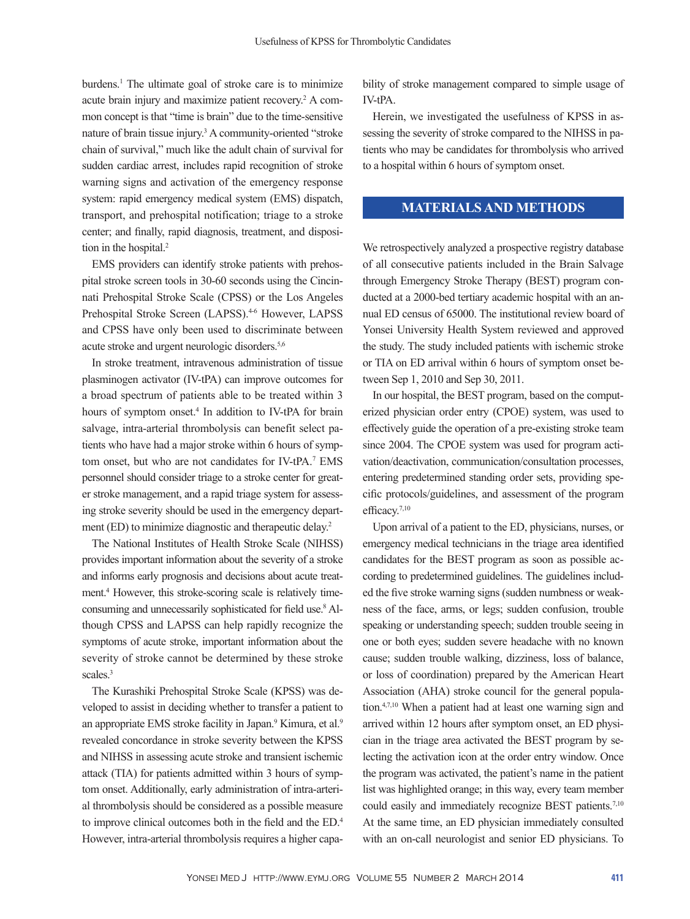burdens.[1] The ultimate goal of stroke care is to minimize acute brain injury and maximize patient recovery.[2] A common concept is that "time is brain" due to the time-sensitive nature of brain tissue injury.[3] A community-oriented "stroke chain of survival," much like the adult chain of survival for sudden cardiac arrest, includes rapid recognition of stroke warning signs and activation of the emergency response system: rapid emergency medical system (EMS) dispatch, transport, and prehospital notification; triage to a stroke center; and finally, rapid diagnosis, treatment, and disposition in the hospital.[2]

EMS providers can identify stroke patients with prehospital stroke screen tools in 30-60 seconds using the Cincinnati Prehospital Stroke Scale (CPSS) or the Los Angeles Prehospital Stroke Screen (LAPSS).[4-6] However, LAPSS and CPSS have only been used to discriminate between acute stroke and urgent neurologic disorders.[5,6]

In stroke treatment, intravenous administration of tissue plasminogen activator (IV-tPA) can improve outcomes for a broad spectrum of patients able to be treated within 3 hours of symptom onset.[4] In addition to IV-tPA for brain salvage, intra-arterial thrombolysis can benefit select patients who have had a major stroke within 6 hours of symptom onset, but who are not candidates for IV-tPA.[7] EMS personnel should consider triage to a stroke center for greater stroke management, and a rapid triage system for assessing stroke severity should be used in the emergency department (ED) to minimize diagnostic and therapeutic delay.[2]

The National Institutes of Health Stroke Scale (NIHSS) provides important information about the severity of a stroke and informs early prognosis and decisions about acute treatment.[4] However, this stroke-scoring scale is relatively time-consuming and unnecessarily sophisticated for field use.[8] Although CPSS and LAPSS can help rapidly recognize the symptoms of acute stroke, important information about the severity of stroke cannot be determined by these stroke scales.[3]

The Kurashiki Prehospital Stroke Scale (KPSS) was developed to assist in deciding whether to transfer a patient to an appropriate EMS stroke facility in Japan.[9] Kimura, et al.[9] revealed concordance in stroke severity between the KPSS and NIHSS in assessing acute stroke and transient ischemic attack (TIA) for patients admitted within 3 hours of symptom onset. Additionally, early administration of intra-arterial thrombolysis should be considered as a possible measure to improve clinical outcomes both in the field and the ED.[4] However, intra-arterial thrombolysis requires a higher capability of stroke management compared to simple usage of IV-tPA.

Herein, we investigated the usefulness of KPSS in assessing the severity of stroke compared to the NIHSS in patients who may be candidates for thrombolysis who arrived to a hospital within 6 hours of symptom onset.

## MATERIALS AND METHODS

We retrospectively analyzed a prospective registry database of all consecutive patients included in the Brain Salvage through Emergency Stroke Therapy (BEST) program conducted at a 2000-bed tertiary academic hospital with an annual ED census of 65000. The institutional review board of Yonsei University Health System reviewed and approved the study. The study included patients with ischemic stroke or TIA on ED arrival within 6 hours of symptom onset between Sep 1, 2010 and Sep 30, 2011.

In our hospital, the BEST program, based on the computerized physician order entry (CPOE) system, was used to effectively guide the operation of a pre-existing stroke team since 2004. The CPOE system was used for program activation/deactivation, communication/consultation processes, entering predetermined standing order sets, providing specific protocols/guidelines, and assessment of the program efficacy.[7,10]

Upon arrival of a patient to the ED, physicians, nurses, or emergency medical technicians in the triage area identified candidates for the BEST program as soon as possible according to predetermined guidelines. The guidelines included the five stroke warning signs (sudden numbness or weakness of the face, arms, or legs; sudden confusion, trouble speaking or understanding speech; sudden trouble seeing in one or both eyes; sudden severe headache with no known cause; sudden trouble walking, dizziness, loss of balance, or loss of coordination) prepared by the American Heart Association (AHA) stroke council for the general population.[4,7,10] When a patient had at least one warning sign and arrived within 12 hours after symptom onset, an ED physician in the triage area activated the BEST program by selecting the activation icon at the order entry window. Once the program was activated, the patient's name in the patient list was highlighted orange; in this way, every team member could easily and immediately recognize BEST patients.[7,10] At the same time, an ED physician immediately consulted with an on-call neurologist and senior ED physicians. To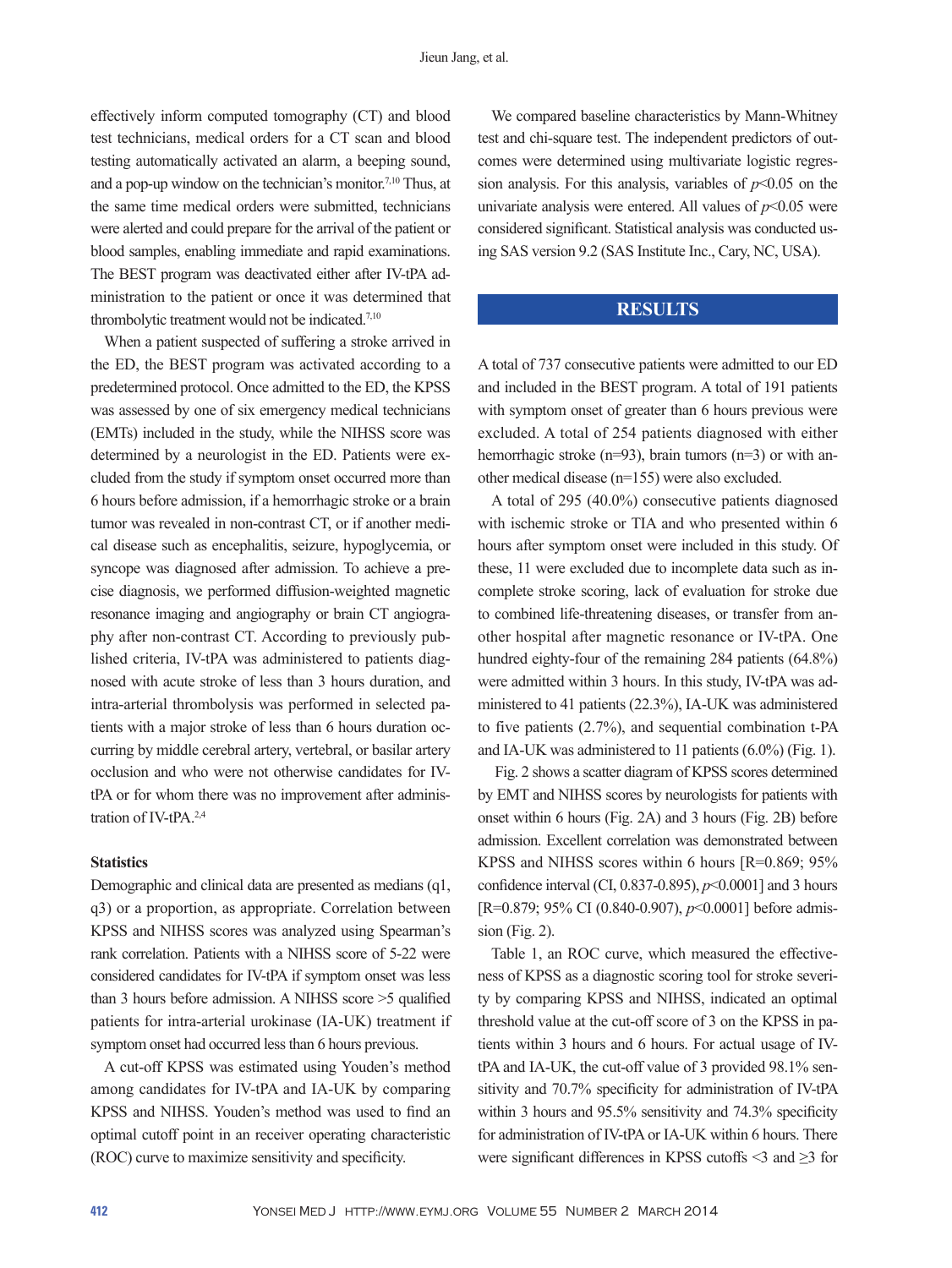effectively inform computed tomography (CT) and blood test technicians, medical orders for a CT scan and blood testing automatically activated an alarm, a beeping sound, and a pop-up window on the technician's monitor.[7,10] Thus, at the same time medical orders were submitted, technicians were alerted and could prepare for the arrival of the patient or blood samples, enabling immediate and rapid examinations. The BEST program was deactivated either after IV-tPA administration to the patient or once it was determined that thrombolytic treatment would not be indicated.[7,10]

When a patient suspected of suffering a stroke arrived in the ED, the BEST program was activated according to a predetermined protocol. Once admitted to the ED, the KPSS was assessed by one of six emergency medical technicians (EMTs) included in the study, while the NIHSS score was determined by a neurologist in the ED. Patients were excluded from the study if symptom onset occurred more than 6 hours before admission, if a hemorrhagic stroke or a brain tumor was revealed in non-contrast CT, or if another medical disease such as encephalitis, seizure, hypoglycemia, or syncope was diagnosed after admission. To achieve a precise diagnosis, we performed diffusion-weighted magnetic resonance imaging and angiography or brain CT angiography after non-contrast CT. According to previously published criteria, IV-tPA was administered to patients diagnosed with acute stroke of less than 3 hours duration, and intra-arterial thrombolysis was performed in selected patients with a major stroke of less than 6 hours duration occurring by middle cerebral artery, vertebral, or basilar artery occlusion and who were not otherwise candidates for IV-tPA or for whom there was no improvement after administration of IV-tPA.[2,4]

### Statistics

Demographic and clinical data are presented as medians (q1, q3) or a proportion, as appropriate. Correlation between KPSS and NIHSS scores was analyzed using Spearman's rank correlation. Patients with a NIHSS score of 5-22 were considered candidates for IV-tPA if symptom onset was less than 3 hours before admission. A NIHSS score >5 qualified patients for intra-arterial urokinase (IA-UK) treatment if symptom onset had occurred less than 6 hours previous.

A cut-off KPSS was estimated using Youden's method among candidates for IV-tPA and IA-UK by comparing KPSS and NIHSS. Youden's method was used to find an optimal cutoff point in an receiver operating characteristic (ROC) curve to maximize sensitivity and specificity.

We compared baseline characteristics by Mann-Whitney test and chi-square test. The independent predictors of outcomes were determined using multivariate logistic regression analysis. For this analysis, variables of $p<0.05$ on the univariate analysis were entered. All values of $p<0.05$ were considered significant. Statistical analysis was conducted using SAS version 9.2 (SAS Institute Inc., Cary, NC, USA).

## RESULTS

A total of 737 consecutive patients were admitted to our ED and included in the BEST program. A total of 191 patients with symptom onset of greater than 6 hours previous were excluded. A total of 254 patients diagnosed with either hemorrhagic stroke (n=93), brain tumors (n=3) or with another medical disease (n=155) were also excluded.

A total of 295 (40.0%) consecutive patients diagnosed with ischemic stroke or TIA and who presented within 6 hours after symptom onset were included in this study. Of these, 11 were excluded due to incomplete data such as incomplete stroke scoring, lack of evaluation for stroke due to combined life-threatening diseases, or transfer from another hospital after magnetic resonance or IV-tPA. One hundred eighty-four of the remaining 284 patients (64.8%) were admitted within 3 hours. In this study, IV-tPA was administered to 41 patients (22.3%), IA-UK was administered to five patients (2.7%), and sequential combination t-PA and IA-UK was administered to 11 patients (6.0%) (Fig. 1).

Fig. 2 shows a scatter diagram of KPSS scores determined by EMT and NIHSS scores by neurologists for patients with onset within 6 hours (Fig. 2A) and 3 hours (Fig. 2B) before admission. Excellent correlation was demonstrated between KPSS and NIHSS scores within 6 hours [R=0.869; 95% confidence interval (CI, 0.837-0.895), $p<0.0001$] and 3 hours [R=0.879; 95% CI (0.840-0.907), $p<0.0001$] before admission (Fig. 2).

Table 1, an ROC curve, which measured the effectiveness of KPSS as a diagnostic scoring tool for stroke severity by comparing KPSS and NIHSS, indicated an optimal threshold value at the cut-off score of 3 on the KPSS in patients within 3 hours and 6 hours. For actual usage of IV-tPA and IA-UK, the cut-off value of 3 provided 98.1% sensitivity and 70.7% specificity for administration of IV-tPA within 3 hours and 95.5% sensitivity and 74.3% specificity for administration of IV-tPA or IA-UK within 6 hours. There were significant differences in KPSS cutoffs <3 and ≥3 for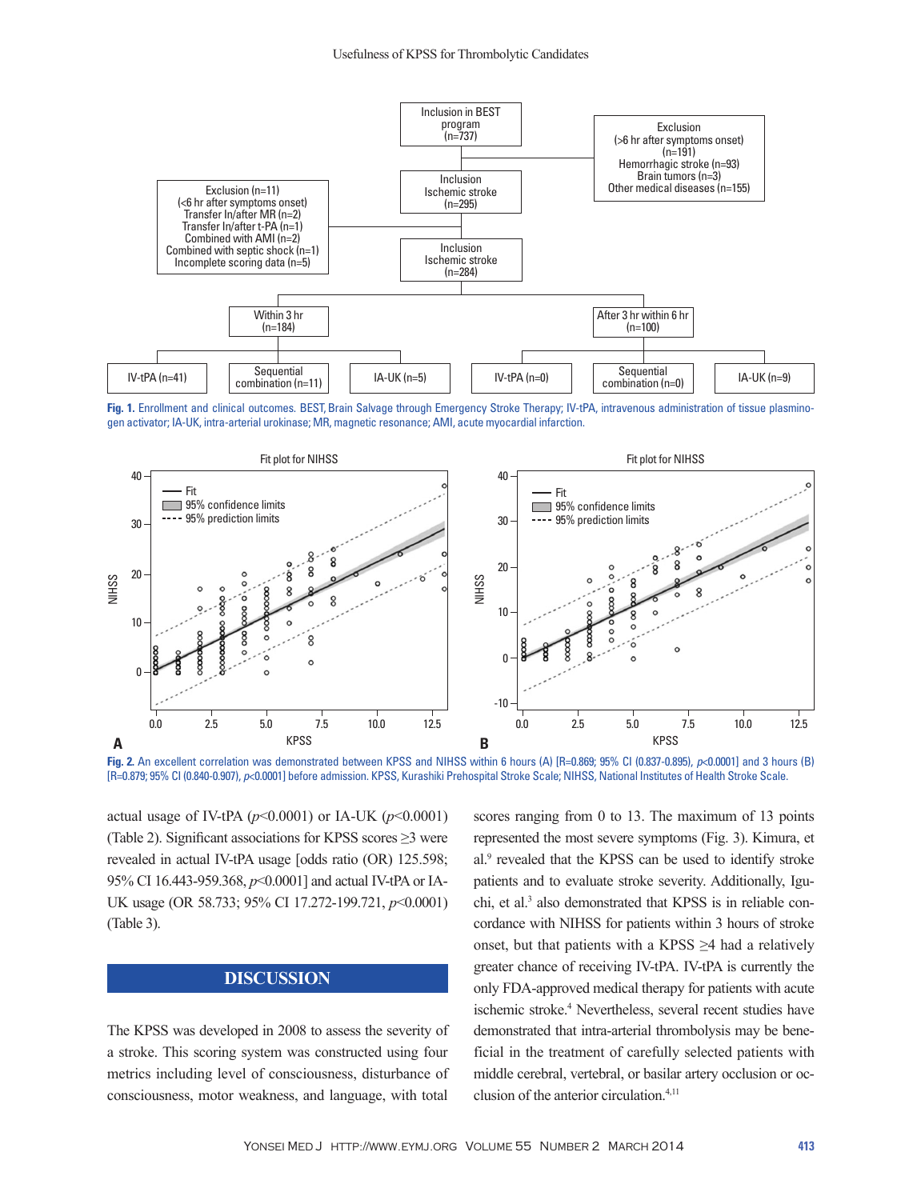Fig. 1. Enrollment and clinical outcomes. BEST, Brain Salvage through Emergency Stroke Therapy; IV-tPA, intravenous administration of tissue plasminogen activator; IA-UK, intra-arterial urokinase; MR, magnetic resonance; AMI, acute myocardial infarction.

Fig. 2. An excellent correlation was demonstrated between KPSS and NIHSS within 6 hours (A) [R=0.869; 95% CI (0.837-0.895), $p<0.0001$] and 3 hours (B) [R=0.879; 95% CI (0.840-0.907), $p<0.0001$] before admission. KPSS, Kurashiki Prehospital Stroke Scale; NIHSS, National Institutes of Health Stroke Scale.

actual usage of IV-tPA ($p<0.0001$) or IA-UK ($p<0.0001$) (Table 2). Significant associations for KPSS scores ≥3 were revealed in actual IV-tPA usage [odds ratio (OR) 125.598; 95% CI 16.443-959.368, $p<0.0001$] and actual IV-tPA or IA-UK usage (OR 58.733; 95% CI 17.272-199.721, $p<0.0001$) (Table 3).

## DISCUSSION

The KPSS was developed in 2008 to assess the severity of a stroke. This scoring system was constructed using four metrics including level of consciousness, disturbance of consciousness, motor weakness, and language, with total scores ranging from 0 to 13. The maximum of 13 points represented the most severe symptoms (Fig. 3). Kimura, et al.[9] revealed that the KPSS can be used to identify stroke patients and to evaluate stroke severity. Additionally, Iguchi, et al.[3] also demonstrated that KPSS is in reliable concordance with NIHSS for patients within 3 hours of stroke onset, but that patients with a KPSS ≥4 had a relatively greater chance of receiving IV-tPA. IV-tPA is currently the only FDA-approved medical therapy for patients with acute ischemic stroke.[4] Nevertheless, several recent studies have demonstrated that intra-arterial thrombolysis may be beneficial in the treatment of carefully selected patients with middle cerebral, vertebral, or basilar artery occlusion or occlusion of the anterior circulation.[4,11]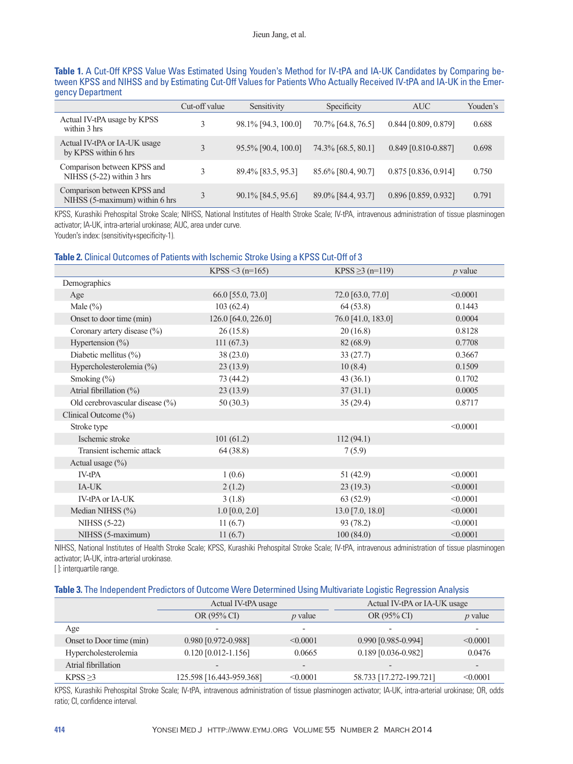**Table 1.** A Cut-Off KPSS Value Was Estimated Using Youden's Method for IV-tPA and IA-UK Candidates by Comparing between KPSS and NIHSS and by Estimating Cut-Off Values for Patients Who Actually Received IV-tPA and IA-UK in the Emergency Department

| | Cut-off value | Sensitivity | Specificity | AUC | Youden's |
|---|---|---|---|---|---|
| Actual IV-tPA usage by KPSS within 3 hrs | 3 | 98.1% [94.3, 100.0] | 70.7% [64.8, 76.5] | 0.844 [0.809, 0.879] | 0.688 |
| Actual IV-tPA or IA-UK usage by KPSS within 6 hrs | 3 | 95.5% [90.4, 100.0] | 74.3% [68.5, 80.1] | 0.849 [0.810-0.887] | 0.698 |
| Comparison between KPSS and NIHSS (5-22) within 3 hrs | 3 | 89.4% [83.5, 95.3] | 85.6% [80.4, 90.7] | 0.875 [0.836, 0.914] | 0.750 |
| Comparison between KPSS and NIHSS (5-maximum) within 6 hrs | 3 | 90.1% [84.5, 95.6] | 89.0% [84.4, 93.7] | 0.896 [0.859, 0.932] | 0.791 |

KPSS, Kurashiki Prehospital Stroke Scale; NIHSS, National Institutes of Health Stroke Scale; IV-tPA, intravenous administration of tissue plasminogen activator; IA-UK, intra-arterial urokinase; AUC, area under curve.
Youden's index: (sensitivity+specificity-1).

**Table 2.** Clinical Outcomes of Patients with Ischemic Stroke Using a KPSS Cut-Off of 3

| | KPSS <3 (n=165) | KPSS ≥3 (n=119) | *p* value |
|---|---|---|---|
| Demographics | | | |
| Age | 66.0 [55.0, 73.0] | 72.0 [63.0, 77.0] | <0.0001 |
| Male (%) | 103 (62.4) | 64 (53.8) | 0.1443 |
| Onset to door time (min) | 126.0 [64.0, 226.0] | 76.0 [41.0, 183.0] | 0.0004 |
| Coronary artery disease (%) | 26 (15.8) | 20 (16.8) | 0.8128 |
| Hypertension (%) | 111 (67.3) | 82 (68.9) | 0.7708 |
| Diabetic mellitus (%) | 38 (23.0) | 33 (27.7) | 0.3667 |
| Hypercholesterolemia (%) | 23 (13.9) | 10 (8.4) | 0.1509 |
| Smoking (%) | 73 (44.2) | 43 (36.1) | 0.1702 |
| Atrial fibrillation (%) | 23 (13.9) | 37 (31.1) | 0.0005 |
| Old cerebrovascular disease (%) | 50 (30.3) | 35 (29.4) | 0.8717 |
| Clinical Outcome (%) | | | |
| Stroke type | | | <0.0001 |
| Ischemic stroke | 101 (61.2) | 112 (94.1) | |
| Transient ischemic attack | 64 (38.8) | 7 (5.9) | |
| Actual usage (%) | | | |
| IV-tPA | 1 (0.6) | 51 (42.9) | <0.0001 |
| IA-UK | 2 (1.2) | 23 (19.3) | <0.0001 |
| IV-tPA or IA-UK | 3 (1.8) | 63 (52.9) | <0.0001 |
| Median NIHSS (%) | 1.0 [0.0, 2.0] | 13.0 [7.0, 18.0] | <0.0001 |
| NIHSS (5-22) | 11 (6.7) | 93 (78.2) | <0.0001 |
| NIHSS (5-maximum) | 11 (6.7) | 100 (84.0) | <0.0001 |

NIHSS, National Institutes of Health Stroke Scale; KPSS, Kurashiki Prehospital Stroke Scale; IV-tPA, intravenous administration of tissue plasminogen activator; IA-UK, intra-arterial urokinase.
[ ]: interquartile range.

**Table 3.** The Independent Predictors of Outcome Were Determined Using Multivariate Logistic Regression Analysis

| | Actual IV-tPA usage | | Actual IV-tPA or IA-UK usage | |
|---|---|---|---|---|
| | OR (95% CI) | *p* value | OR (95% CI) | *p* value |
| Age | - | - | - | - |
| Onset to Door time (min) | 0.980 [0.972-0.988] | <0.0001 | 0.990 [0.985-0.994] | <0.0001 |
| Hypercholesterolemia | 0.120 [0.012-1.156] | 0.0665 | 0.189 [0.036-0.982] | 0.0476 |
| Atrial fibrillation | - | - | - | - |
| KPSS ≥3 | 125.598 [16.443-959.368] | <0.0001 | 58.733 [17.272-199.721] | <0.0001 |

KPSS, Kurashiki Prehospital Stroke Scale; IV-tPA, intravenous administration of tissue plasminogen activator; IA-UK, intra-arterial urokinase; OR, odds ratio; CI, confidence interval.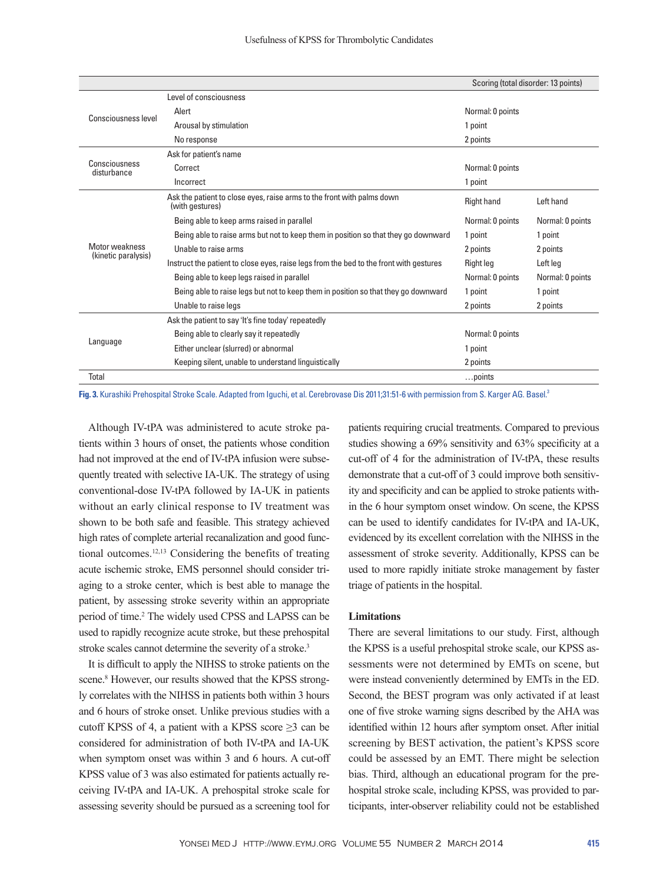| | | Scoring (total disorder: 13 points) | |
|---|---|---|---|
| Consciousness level | Level of consciousness | | |
| | Alert | Normal: 0 points | |
| | Arousal by stimulation | 1 point | |
| | No response | 2 points | |
| Consciousness disturbance | Ask for patient's name | | |
| | Correct | Normal: 0 points | |
| | Incorrect | 1 point | |
| Motor weakness (kinetic paralysis) | Ask the patient to close eyes, raise arms to the front with palms down (with gestures) | Right hand | Left hand |
| | Being able to keep arms raised in parallel | Normal: 0 points | Normal: 0 points |
| | Being able to raise arms but not to keep them in position so that they go downward | 1 point | 1 point |
| | Unable to raise arms | 2 points | 2 points |
| | Instruct the patient to close eyes, raise legs from the bed to the front with gestures | Right leg | Left leg |
| | Being able to keep legs raised in parallel | Normal: 0 points | Normal: 0 points |
| | Being able to raise legs but not to keep them in position so that they go downward | 1 point | 1 point |
| | Unable to raise legs | 2 points | 2 points |
| Language | Ask the patient to say 'It's fine today' repeatedly | | |
| | Being able to clearly say it repeatedly | Normal: 0 points | |
| | Either unclear (slurred) or abnormal | 1 point | |
| | Keeping silent, unable to understand linguistically | 2 points | |
| Total | | …points | |

**Fig. 3.** Kurashiki Prehospital Stroke Scale. Adapted from Iguchi, et al. Cerebrovase Dis 2011;31:51-6 with permission from S. Karger AG. Basel.[3]

Although IV-tPA was administered to acute stroke patients within 3 hours of onset, the patients whose condition had not improved at the end of IV-tPA infusion were subsequently treated with selective IA-UK. The strategy of using conventional-dose IV-tPA followed by IA-UK in patients without an early clinical response to IV treatment was shown to be both safe and feasible. This strategy achieved high rates of complete arterial recanalization and good functional outcomes.[12,13] Considering the benefits of treating acute ischemic stroke, EMS personnel should consider triaging to a stroke center, which is best able to manage the patient, by assessing stroke severity within an appropriate period of time.[2] The widely used CPSS and LAPSS can be used to rapidly recognize acute stroke, but these prehospital stroke scales cannot determine the severity of a stroke.[3]

It is difficult to apply the NIHSS to stroke patients on the scene.[8] However, our results showed that the KPSS strongly correlates with the NIHSS in patients both within 3 hours and 6 hours of stroke onset. Unlike previous studies with a cutoff KPSS of 4, a patient with a KPSS score ≥3 can be considered for administration of both IV-tPA and IA-UK when symptom onset was within 3 and 6 hours. A cut-off KPSS value of 3 was also estimated for patients actually receiving IV-tPA and IA-UK. A prehospital stroke scale for assessing severity should be pursued as a screening tool for patients requiring crucial treatments. Compared to previous studies showing a 69% sensitivity and 63% specificity at a cut-off of 4 for the administration of IV-tPA, these results demonstrate that a cut-off of 3 could improve both sensitivity and specificity and can be applied to stroke patients within the 6 hour symptom onset window. On scene, the KPSS can be used to identify candidates for IV-tPA and IA-UK, evidenced by its excellent correlation with the NIHSS in the assessment of stroke severity. Additionally, KPSS can be used to more rapidly initiate stroke management by faster triage of patients in the hospital.

### Limitations

There are several limitations to our study. First, although the KPSS is a useful prehospital stroke scale, our KPSS assessments were not determined by EMTs on scene, but were instead conveniently determined by EMTs in the ED. Second, the BEST program was only activated if at least one of five stroke warning signs described by the AHA was identified within 12 hours after symptom onset. After initial screening by BEST activation, the patient's KPSS score could be assessed by an EMT. There might be selection bias. Third, although an educational program for the prehospital stroke scale, including KPSS, was provided to participants, inter-observer reliability could not be established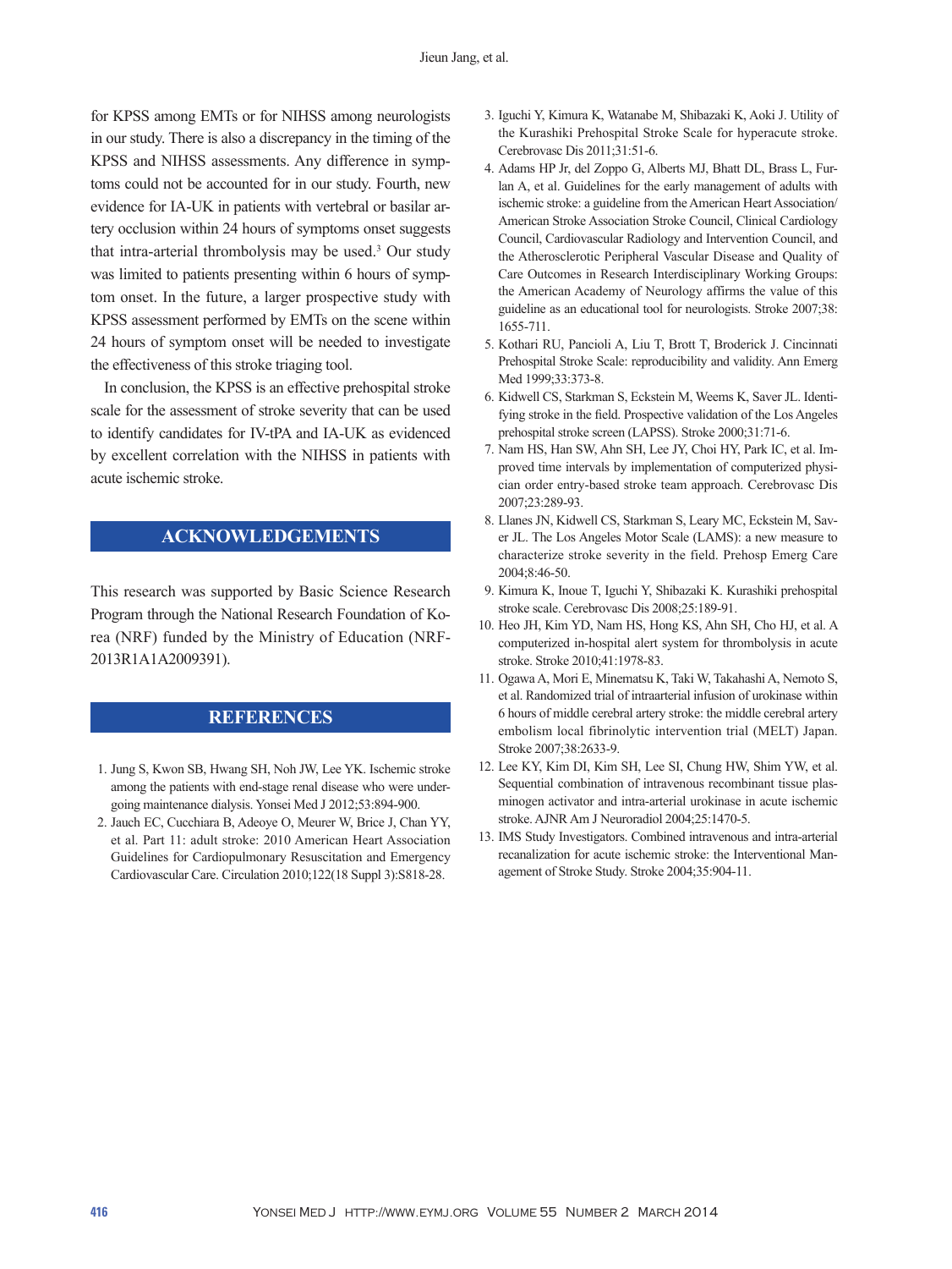for KPSS among EMTs or for NIHSS among neurologists in our study. There is also a discrepancy in the timing of the KPSS and NIHSS assessments. Any difference in symptoms could not be accounted for in our study. Fourth, new evidence for IA-UK in patients with vertebral or basilar artery occlusion within 24 hours of symptoms onset suggests that intra-arterial thrombolysis may be used.[3] Our study was limited to patients presenting within 6 hours of symptom onset. In the future, a larger prospective study with KPSS assessment performed by EMTs on the scene within 24 hours of symptom onset will be needed to investigate the effectiveness of this stroke triaging tool.

In conclusion, the KPSS is an effective prehospital stroke scale for the assessment of stroke severity that can be used to identify candidates for IV-tPA and IA-UK as evidenced by excellent correlation with the NIHSS in patients with acute ischemic stroke.

## ACKNOWLEDGEMENTS

This research was supported by Basic Science Research Program through the National Research Foundation of Korea (NRF) funded by the Ministry of Education (NRF-2013R1A1A2009391).

## REFERENCES

1. Jung S, Kwon SB, Hwang SH, Noh JW, Lee YK. Ischemic stroke among the patients with end-stage renal disease who were undergoing maintenance dialysis. Yonsei Med J 2012;53:894-900.
2. Jauch EC, Cucchiara B, Adeoye O, Meurer W, Brice J, Chan YY, et al. Part 11: adult stroke: 2010 American Heart Association Guidelines for Cardiopulmonary Resuscitation and Emergency Cardiovascular Care. Circulation 2010;122(18 Suppl 3):S818-28.
3. Iguchi Y, Kimura K, Watanabe M, Shibazaki K, Aoki J. Utility of the Kurashiki Prehospital Stroke Scale for hyperacute stroke. Cerebrovasc Dis 2011;31:51-6.
4. Adams HP Jr, del Zoppo G, Alberts MJ, Bhatt DL, Brass L, Furlan A, et al. Guidelines for the early management of adults with ischemic stroke: a guideline from the American Heart Association/American Stroke Association Stroke Council, Clinical Cardiology Council, Cardiovascular Radiology and Intervention Council, and the Atherosclerotic Peripheral Vascular Disease and Quality of Care Outcomes in Research Interdisciplinary Working Groups: the American Academy of Neurology affirms the value of this guideline as an educational tool for neurologists. Stroke 2007;38:1655-711.
5. Kothari RU, Pancioli A, Liu T, Brott T, Broderick J. Cincinnati Prehospital Stroke Scale: reproducibility and validity. Ann Emerg Med 1999;33:373-8.
6. Kidwell CS, Starkman S, Eckstein M, Weems K, Saver JL. Identifying stroke in the field. Prospective validation of the Los Angeles prehospital stroke screen (LAPSS). Stroke 2000;31:71-6.
7. Nam HS, Han SW, Ahn SH, Lee JY, Choi HY, Park IC, et al. Improved time intervals by implementation of computerized physician order entry-based stroke team approach. Cerebrovasc Dis 2007;23:289-93.
8. Llanes JN, Kidwell CS, Starkman S, Leary MC, Eckstein M, Saver JL. The Los Angeles Motor Scale (LAMS): a new measure to characterize stroke severity in the field. Prehosp Emerg Care 2004;8:46-50.
9. Kimura K, Inoue T, Iguchi Y, Shibazaki K. Kurashiki prehospital stroke scale. Cerebrovasc Dis 2008;25:189-91.
10. Heo JH, Kim YD, Nam HS, Hong KS, Ahn SH, Cho HJ, et al. A computerized in-hospital alert system for thrombolysis in acute stroke. Stroke 2010;41:1978-83.
11. Ogawa A, Mori E, Minematsu K, Taki W, Takahashi A, Nemoto S, et al. Randomized trial of intraarterial infusion of urokinase within 6 hours of middle cerebral artery stroke: the middle cerebral artery embolism local fibrinolytic intervention trial (MELT) Japan. Stroke 2007;38:2633-9.
12. Lee KY, Kim DI, Kim SH, Lee SI, Chung HW, Shim YW, et al. Sequential combination of intravenous recombinant tissue plasminogen activator and intra-arterial urokinase in acute ischemic stroke. AJNR Am J Neuroradiol 2004;25:1470-5.
13. IMS Study Investigators. Combined intravenous and intra-arterial recanalization for acute ischemic stroke: the Interventional Management of Stroke Study. Stroke 2004;35:904-11.